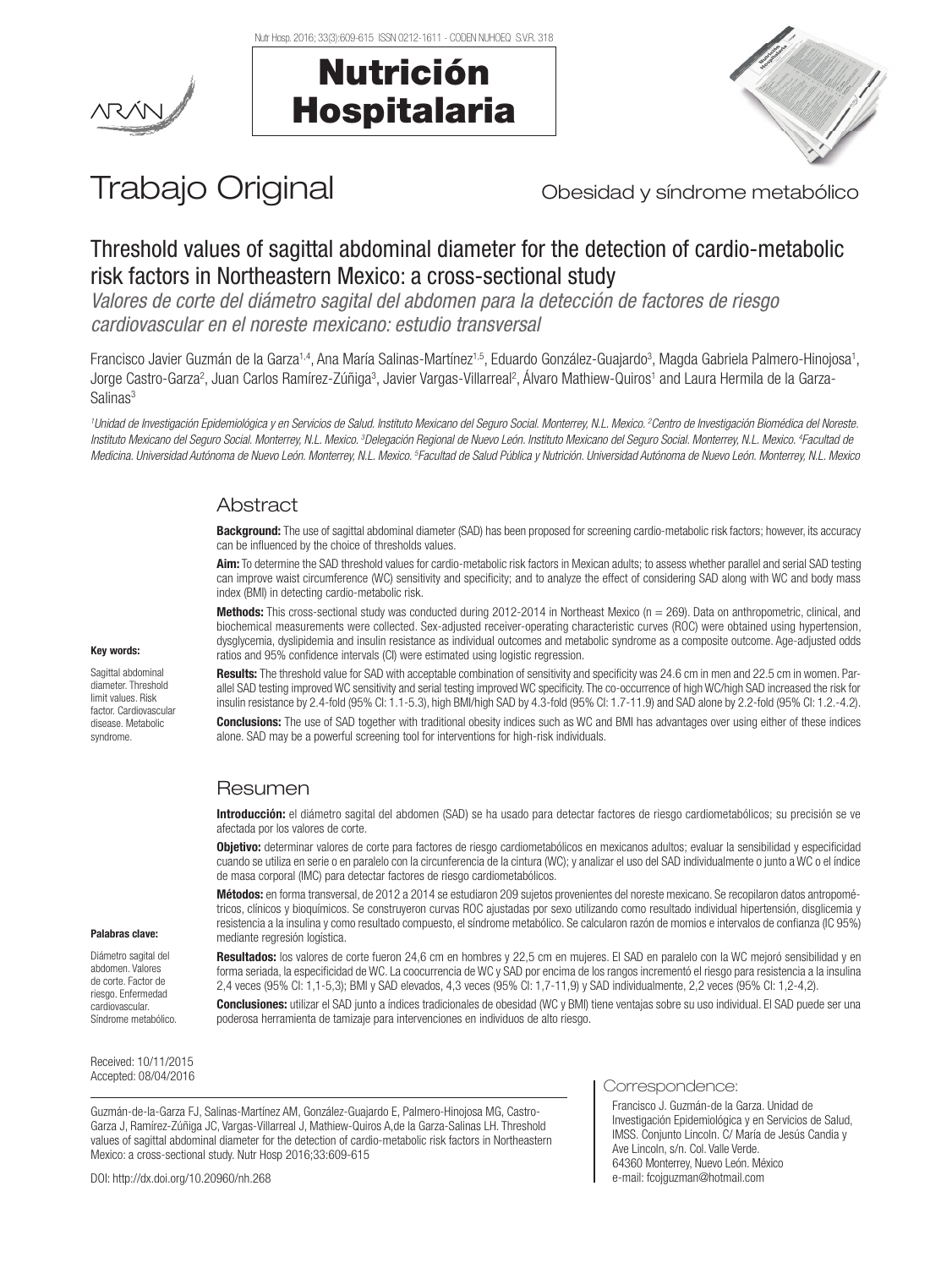# Trabajo Original

Obesidad y síndrome metabólico

## Threshold values of sagittal abdominal diameter for the detection of cardio-metabolic risk factors in Northeastern Mexico: a cross-sectional study

*Valores de corte del diámetro sagital del abdomen para la detección de factores de riesgo cardiovascular en el noreste mexicano: estudio transversal*

Francisco Javier Guzmán de la Garza[1,4], Ana María Salinas-Martínez[1,5], Eduardo González-Guajardo[3], Magda Gabriela Palmero-Hinojosa[1], Jorge Castro-Garza[2], Juan Carlos Ramírez-Zúñiga[3], Javier Vargas-Villarreal[2], Álvaro Mathiew-Quiros[1] and Laura Hermila de la Garza-Salinas[3]

*[1]Unidad de Investigación Epidemiológica y en Servicios de Salud. Instituto Mexicano del Seguro Social. Monterrey, N.L. Mexico. [2]Centro de Investigación Biomédica del Noreste. Instituto Mexicano del Seguro Social. Monterrey, N.L. México. [3]Delegación Regional de Nuevo León. Instituto Mexicano del Seguro Social. Monterrey, N.L. México. [4]Facultad de Medicina. Universidad Autónoma de Nuevo León. Monterrey, N.L. México. [5]Facultad de Salud Pública y Nutrición. Universidad Autónoma de Nuevo León. Monterrey, N.L. Mexico*

### Abstract

**Background:** The use of sagittal abdominal diameter (SAD) has been proposed for screening cardio-metabolic risk factors; however, its accuracy can be influenced by the choice of thresholds values.

**Aim:** To determine the SAD threshold values for cardio-metabolic risk factors in Mexican adults; to assess whether parallel and serial SAD testing can improve waist circumference (WC) sensitivity and specificity; and to analyze the effect of considering SAD along with WC and body mass index (BMI) in detecting cardio-metabolic risk.

**Methods:** This cross-sectional study was conducted during 2012-2014 in Northeast Mexico (n = 269). Data on anthropometric, clinical, and biochemical measurements were collected. Sex-adjusted receiver-operating characteristic curves (ROC) were obtained using hypertension, dysglycemia, dyslipidemia and insulin resistance as individual outcomes and metabolic syndrome as a composite outcome. Age-adjusted odds ratios and 95% confidence intervals (CI) were estimated using logistic regression.

**Results:** The threshold value for SAD with acceptable combination of sensitivity and specificity was 24.6 cm in men and 22.5 cm in women. Parallel SAD testing improved WC sensitivity and serial testing improved WC specificity. The co-occurrence of high WC/high SAD increased the risk for insulin resistance by 2.4-fold (95% CI: 1.1-5.3), high BMI/high SAD by 4.3-fold (95% CI: 1.7-11.9) and SAD alone by 2.2-fold (95% CI: 1.2.-4.2).

**Conclusions:** The use of SAD together with traditional obesity indices such as WC and BMI has advantages over using either of these indices alone. SAD may be a powerful screening tool for interventions for high-risk individuals.

**Key words:**

Sagittal abdominal diameter. Threshold limit values. Risk factor. Cardiovascular disease. Metabolic syndrome.

### Resumen

**Introducción:** el diámetro sagital del abdomen (SAD) se ha usado para detectar factores de riesgo cardiometabólicos; su precisión se ve afectada por los valores de corte.

**Objetivo:** determinar valores de corte para factores de riesgo cardiometabólicos en mexicanos adultos; evaluar la sensibilidad y especificidad cuando se utiliza en serie o en paralelo con la circunferencia de la cintura (WC); y analizar el uso del SAD individualmente o junto a WC o el índice de masa corporal (IMC) para detectar factores de riesgo cardiometabólicos.

**Métodos:** en forma transversal, de 2012 a 2014 se estudiaron 209 sujetos provenientes del noreste mexicano. Se recopilaron datos antropométricos, clínicos y bioquímicos. Se construyeron curvas ROC ajustadas por sexo utilizando como resultado individual hipertensión, disglicemia y resistencia a la insulina y como resultado compuesto, el síndrome metabólico. Se calcularon razón de momios e intervalos de confianza (IC 95%) mediante regresión logística.

**Resultados:** los valores de corte fueron 24,6 cm en hombres y 22,5 cm en mujeres. El SAD en paralelo con la WC mejoró sensibilidad y en forma seriada, la especificidad de WC. La coocurrencia de WC y SAD por encima de los rangos incrementó el riesgo para resistencia a la insulina 2,4 veces (95% CI: 1,1-5,3); BMI y SAD elevados, 4,3 veces (95% CI: 1,7-11,9) y SAD individualmente, 2,2 veces (95% CI: 1,2-4,2).

**Conclusiones:** utilizar el SAD junto a índices tradicionales de obesidad (WC y BMI) tiene ventajas sobre su uso individual. El SAD puede ser una poderosa herramienta de tamizaje para intervenciones en individuos de alto riesgo.

**Palabras clave:**

Diámetro sagital del abdomen. Valores de corte. Factor de riesgo. Enfermedad cardiovascular. Síndrome metabólico.

Received: 10/11/2015
Accepted: 08/04/2016

Guzmán-de-la-Garza FJ, Salinas-Martínez AM, González-Guajardo E, Palmero-Hinojosa MG, Castro-Garza J, Ramírez-Zúñiga JC, Vargas-Villarreal J, Mathiew-Quiros A,de la Garza-Salinas LH. Threshold values of sagittal abdominal diameter for the detection of cardio-metabolic risk factors in Northeastern Mexico: a cross-sectional study. Nutr Hosp 2016;33:609-615

DOI: http://dx.doi.org/10.20960/nh.268

Correspondence:

Francisco J. Guzmán-de la Garza. Unidad de Investigación Epidemiológica y en Servicios de Salud, IMSS. Conjunto Lincoln. C/ María de Jesús Candia y Ave Lincoln, s/n. Col. Valle Verde. 64360 Monterrey, Nuevo León. México
e-mail: fcojguzman@hotmail.com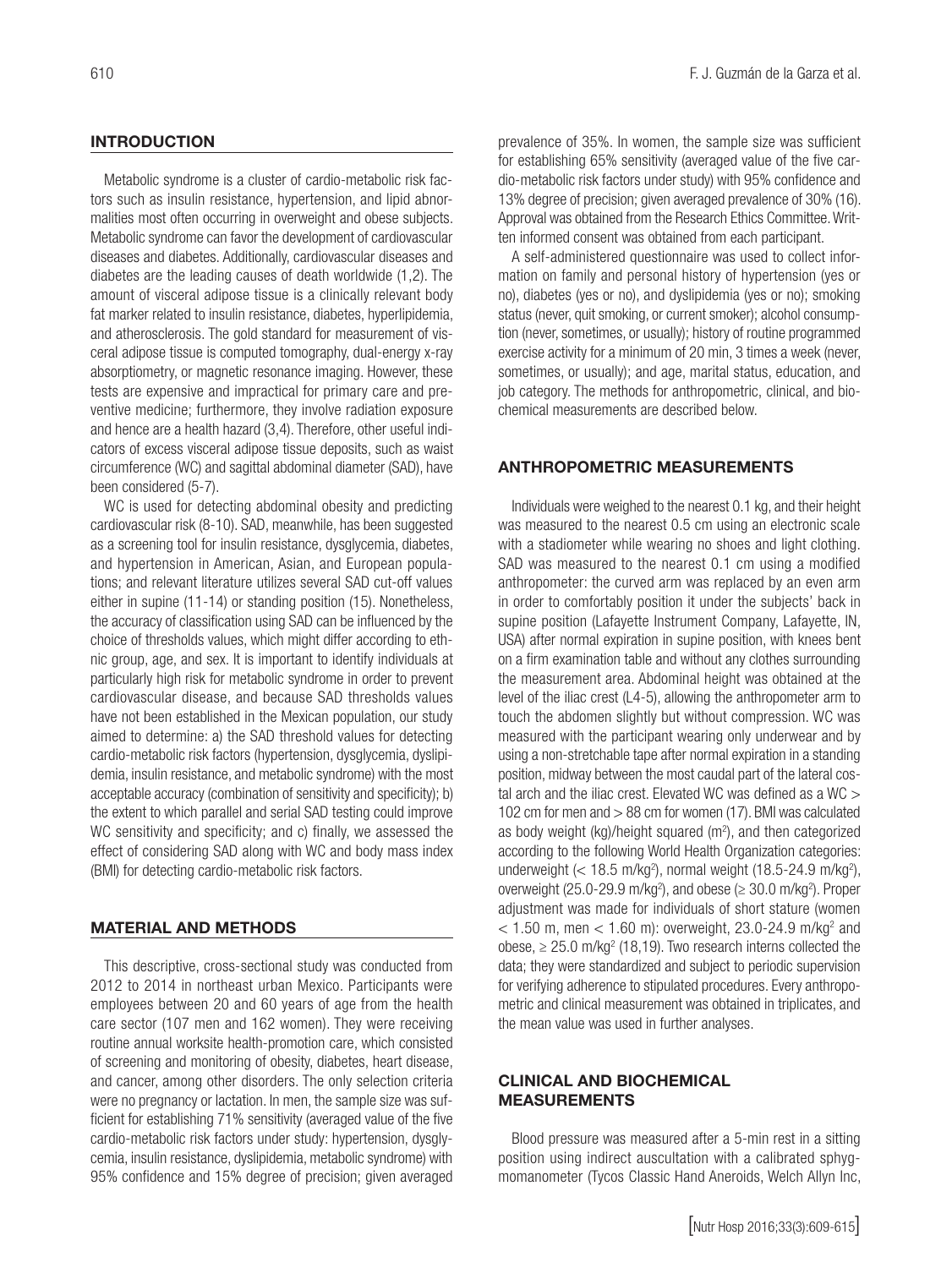## INTRODUCTION

Metabolic syndrome is a cluster of cardio-metabolic risk factors such as insulin resistance, hypertension, and lipid abnormalities most often occurring in overweight and obese subjects. Metabolic syndrome can favor the development of cardiovascular diseases and diabetes. Additionally, cardiovascular diseases and diabetes are the leading causes of death worldwide (1,2). The amount of visceral adipose tissue is a clinically relevant body fat marker related to insulin resistance, diabetes, hyperlipidemia, and atherosclerosis. The gold standard for measurement of visceral adipose tissue is computed tomography, dual-energy x-ray absorptiometry, or magnetic resonance imaging. However, these tests are expensive and impractical for primary care and preventive medicine; furthermore, they involve radiation exposure and hence are a health hazard (3,4). Therefore, other useful indicators of excess visceral adipose tissue deposits, such as waist circumference (WC) and sagittal abdominal diameter (SAD), have been considered (5-7).

WC is used for detecting abdominal obesity and predicting cardiovascular risk (8-10). SAD, meanwhile, has been suggested as a screening tool for insulin resistance, dysglycemia, diabetes, and hypertension in American, Asian, and European populations; and relevant literature utilizes several SAD cut-off values either in supine (11-14) or standing position (15). Nonetheless, the accuracy of classification using SAD can be influenced by the choice of thresholds values, which might differ according to ethnic group, age, and sex. It is important to identify individuals at particularly high risk for metabolic syndrome in order to prevent cardiovascular disease, and because SAD thresholds values have not been established in the Mexican population, our study aimed to determine: a) the SAD threshold values for detecting cardio-metabolic risk factors (hypertension, dysglycemia, dyslipidemia, insulin resistance, and metabolic syndrome) with the most acceptable accuracy (combination of sensitivity and specificity); b) the extent to which parallel and serial SAD testing could improve WC sensitivity and specificity; and c) finally, we assessed the effect of considering SAD along with WC and body mass index (BMI) for detecting cardio-metabolic risk factors.

## MATERIAL AND METHODS

This descriptive, cross-sectional study was conducted from 2012 to 2014 in northeast urban Mexico. Participants were employees between 20 and 60 years of age from the health care sector (107 men and 162 women). They were receiving routine annual worksite health-promotion care, which consisted of screening and monitoring of obesity, diabetes, heart disease, and cancer, among other disorders. The only selection criteria were no pregnancy or lactation. In men, the sample size was sufficient for establishing 71% sensitivity (averaged value of the five cardio-metabolic risk factors under study: hypertension, dysglycemia, insulin resistance, dyslipidemia, metabolic syndrome) with 95% confidence and 15% degree of precision; given averaged prevalence of 35%. In women, the sample size was sufficient for establishing 65% sensitivity (averaged value of the five cardio-metabolic risk factors under study) with 95% confidence and 13% degree of precision; given averaged prevalence of 30% (16). Approval was obtained from the Research Ethics Committee. Written informed consent was obtained from each participant.

A self-administered questionnaire was used to collect information on family and personal history of hypertension (yes or no), diabetes (yes or no), and dyslipidemia (yes or no); smoking status (never, quit smoking, or current smoker); alcohol consumption (never, sometimes, or usually); history of routine programmed exercise activity for a minimum of 20 min, 3 times a week (never, sometimes, or usually); and age, marital status, education, and job category. The methods for anthropometric, clinical, and biochemical measurements are described below.

## ANTHROPOMETRIC MEASUREMENTS

Individuals were weighed to the nearest 0.1 kg, and their height was measured to the nearest 0.5 cm using an electronic scale with a stadiometer while wearing no shoes and light clothing. SAD was measured to the nearest 0.1 cm using a modified anthropometer: the curved arm was replaced by an even arm in order to comfortably position it under the subjects' back in supine position (Lafayette Instrument Company, Lafayette, IN, USA) after normal expiration in supine position, with knees bent on a firm examination table and without any clothes surrounding the measurement area. Abdominal height was obtained at the level of the iliac crest (L4-5), allowing the anthropometer arm to touch the abdomen slightly but without compression. WC was measured with the participant wearing only underwear and by using a non-stretchable tape after normal expiration in a standing position, midway between the most caudal part of the lateral costal arch and the iliac crest. Elevated WC was defined as a WC > 102 cm for men and > 88 cm for women (17). BMI was calculated as body weight (kg)/height squared ($m^2$), and then categorized according to the following World Health Organization categories: underweight (< 18.5 $m/kg^2$), normal weight (18.5-24.9 $m/kg^2$), overweight (25.0-29.9 $m/kg^2$), and obese (≥ 30.0 $m/kg^2$). Proper adjustment was made for individuals of short stature (women < 1.50 m, men < 1.60 m): overweight, 23.0-24.9 $m/kg^2$ and obese, ≥ 25.0 $m/kg^2$ (18,19). Two research interns collected the data; they were standardized and subject to periodic supervision for verifying adherence to stipulated procedures. Every anthropometric and clinical measurement was obtained in triplicates, and the mean value was used in further analyses.

## CLINICAL AND BIOCHEMICAL MEASUREMENTS

Blood pressure was measured after a 5-min rest in a sitting position using indirect auscultation with a calibrated sphygmomanometer (Tycos Classic Hand Aneroids, Welch Allyn Inc,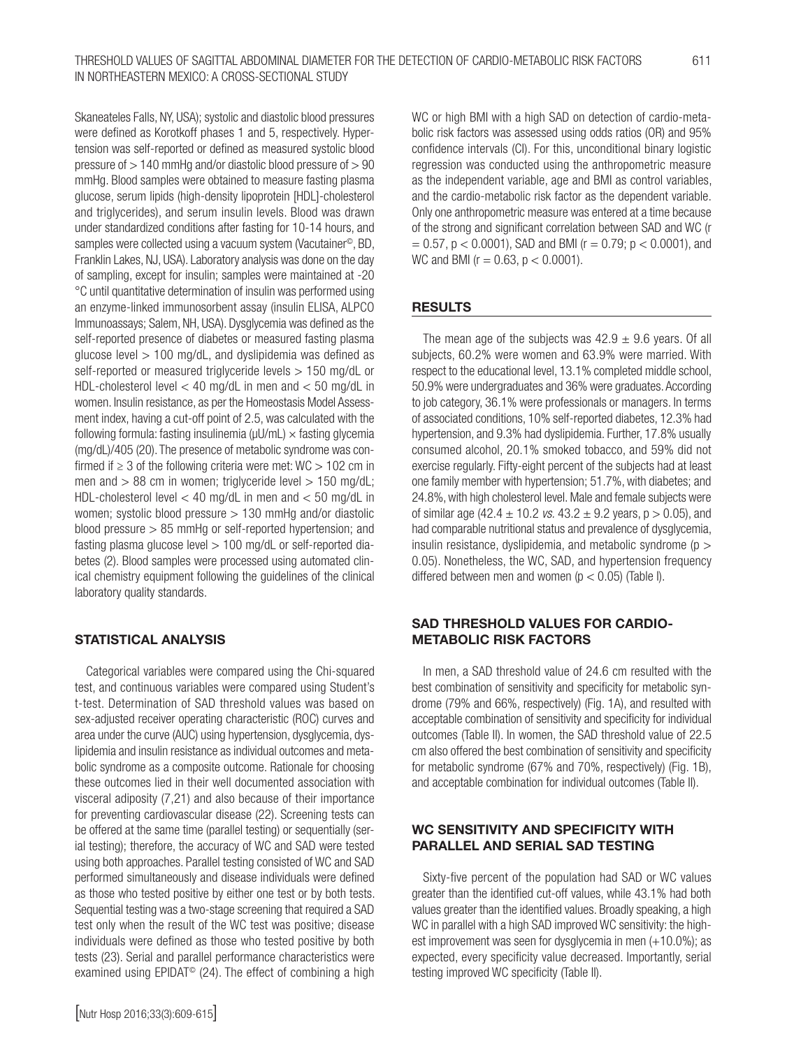Skaneateles Falls, NY, USA); systolic and diastolic blood pressures were defined as Korotkoff phases 1 and 5, respectively. Hypertension was self-reported or defined as measured systolic blood pressure of > 140 mmHg and/or diastolic blood pressure of > 90 mmHg. Blood samples were obtained to measure fasting plasma glucose, serum lipids (high-density lipoprotein [HDL]-cholesterol and triglycerides), and serum insulin levels. Blood was drawn under standardized conditions after fasting for 10-14 hours, and samples were collected using a vacuum system (Vacutainer©, BD, Franklin Lakes, NJ, USA). Laboratory analysis was done on the day of sampling, except for insulin; samples were maintained at -20 °C until quantitative determination of insulin was performed using an enzyme-linked immunosorbent assay (insulin ELISA, ALPCO Immunoassays; Salem, NH, USA). Dysglycemia was defined as the self-reported presence of diabetes or measured fasting plasma glucose level > 100 mg/dL, and dyslipidemia was defined as self-reported or measured triglyceride levels > 150 mg/dL or HDL-cholesterol level < 40 mg/dL in men and < 50 mg/dL in women. Insulin resistance, as per the Homeostasis Model Assessment index, having a cut-off point of 2.5, was calculated with the following formula: fasting insulinemia (μU/mL) × fasting glycemia (mg/dL)/405 (20). The presence of metabolic syndrome was confirmed if ≥ 3 of the following criteria were met: WC > 102 cm in men and > 88 cm in women; triglyceride level > 150 mg/dL; HDL-cholesterol level < 40 mg/dL in men and < 50 mg/dL in women; systolic blood pressure > 130 mmHg and/or diastolic blood pressure > 85 mmHg or self-reported hypertension; and fasting plasma glucose level > 100 mg/dL or self-reported diabetes (2). Blood samples were processed using automated clinical chemistry equipment following the guidelines of the clinical laboratory quality standards.

## STATISTICAL ANALYSIS

Categorical variables were compared using the Chi-squared test, and continuous variables were compared using Student's t-test. Determination of SAD threshold values was based on sex-adjusted receiver operating characteristic (ROC) curves and area under the curve (AUC) using hypertension, dysglycemia, dyslipidemia and insulin resistance as individual outcomes and metabolic syndrome as a composite outcome. Rationale for choosing these outcomes lied in their well documented association with visceral adiposity (7,21) and also because of their importance for preventing cardiovascular disease (22). Screening tests can be offered at the same time (parallel testing) or sequentially (serial testing); therefore, the accuracy of WC and SAD were tested using both approaches. Parallel testing consisted of WC and SAD performed simultaneously and disease individuals were defined as those who tested positive by either one test or by both tests. Sequential testing was a two-stage screening that required a SAD test only when the result of the WC test was positive; disease individuals were defined as those who tested positive by both tests (23). Serial and parallel performance characteristics were examined using EPIDAT© (24). The effect of combining a high WC or high BMI with a high SAD on detection of cardio-metabolic risk factors was assessed using odds ratios (OR) and 95% confidence intervals (CI). For this, unconditional binary logistic regression was conducted using the anthropometric measure as the independent variable, age and BMI as control variables, and the cardio-metabolic risk factor as the dependent variable. Only one anthropometric measure was entered at a time because of the strong and significant correlation between SAD and WC ($r = 0.57$, $p < 0.0001$), SAD and BMI ($r = 0.79$; $p < 0.0001$), and WC and BMI ($r = 0.63$, $p < 0.0001$).

## RESULTS

The mean age of the subjects was 42.9 ± 9.6 years. Of all subjects, 60.2% were women and 63.9% were married. With respect to the educational level, 13.1% completed middle school, 50.9% were undergraduates and 36% were graduates. According to job category, 36.1% were professionals or managers. In terms of associated conditions, 10% self-reported diabetes, 12.3% had hypertension, and 9.3% had dyslipidemia. Further, 17.8% usually consumed alcohol, 20.1% smoked tobacco, and 59% did not exercise regularly. Fifty-eight percent of the subjects had at least one family member with hypertension; 51.7%, with diabetes; and 24.8%, with high cholesterol level. Male and female subjects were of similar age (42.4 ± 10.2 *vs.* 43.2 ± 9.2 years, $p > 0.05$), and had comparable nutritional status and prevalence of dysglycemia, insulin resistance, dyslipidemia, and metabolic syndrome ($p > 0.05$). Nonetheless, the WC, SAD, and hypertension frequency differed between men and women ($p < 0.05$) (Table I).

## SAD THRESHOLD VALUES FOR CARDIO-METABOLIC RISK FACTORS

In men, a SAD threshold value of 24.6 cm resulted with the best combination of sensitivity and specificity for metabolic syndrome (79% and 66%, respectively) (Fig. 1A), and resulted with acceptable combination of sensitivity and specificity for individual outcomes (Table II). In women, the SAD threshold value of 22.5 cm also offered the best combination of sensitivity and specificity for metabolic syndrome (67% and 70%, respectively) (Fig. 1B), and acceptable combination for individual outcomes (Table II).

## WC SENSITIVITY AND SPECIFICITY WITH PARALLEL AND SERIAL SAD TESTING

Sixty-five percent of the population had SAD or WC values greater than the identified cut-off values, while 43.1% had both values greater than the identified values. Broadly speaking, a high WC in parallel with a high SAD improved WC sensitivity: the highest improvement was seen for dysglycemia in men (+10.0%); as expected, every specificity value decreased. Importantly, serial testing improved WC specificity (Table II).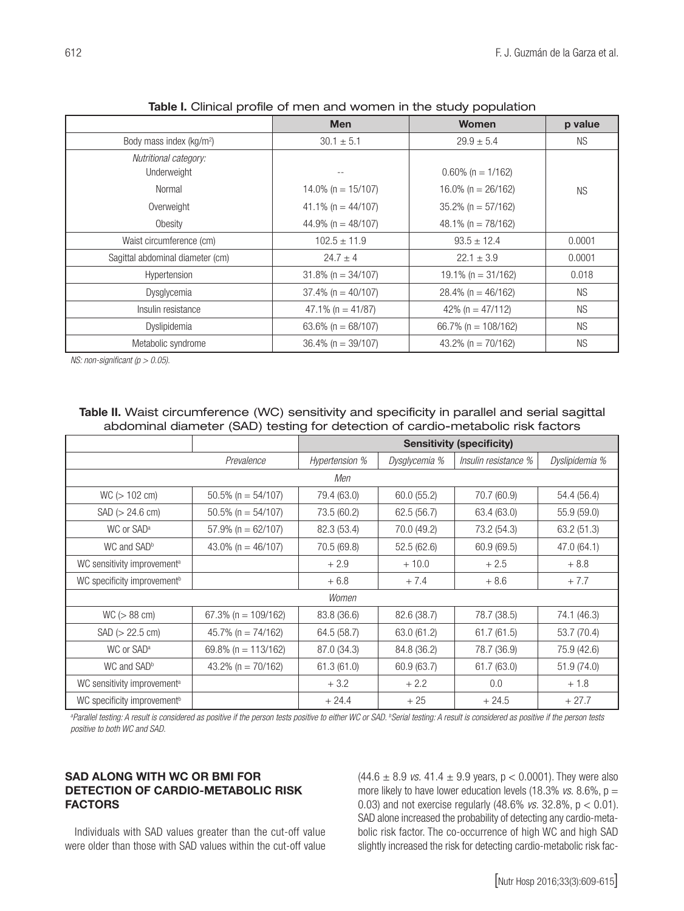**Table I.** Clinical profile of men and women in the study population

| | Men | Women | p value |
|---|---|---|---|
| Body mass index (kg/m$^2$) | 30.1 ± 5.1 | 29.9 ± 5.4 | NS |
| *Nutritional category:* | | | |
| Underweight | -- | 0.60% (n = 1/162) | NS |
| Normal | 14.0% (n = 15/107) | 16.0% (n = 26/162) | |
| Overweight | 41.1% (n = 44/107) | 35.2% (n = 57/162) | |
| Obesity | 44.9% (n = 48/107) | 48.1% (n = 78/162) | |
| Waist circumference (cm) | 102.5 ± 11.9 | 93.5 ± 12.4 | 0.0001 |
| Sagittal abdominal diameter (cm) | 24.7 ± 4 | 22.1 ± 3.9 | 0.0001 |
| Hypertension | 31.8% (n = 34/107) | 19.1% (n = 31/162) | 0.018 |
| Dysglycemia | 37.4% (n = 40/107) | 28.4% (n = 46/162) | NS |
| Insulin resistance | 47.1% (n = 41/87) | 42% (n = 47/112) | NS |
| Dyslipidemia | 63.6% (n = 68/107) | 66.7% (n = 108/162) | NS |
| Metabolic syndrome | 36.4% (n = 39/107) | 43.2% (n = 70/162) | NS |

*NS: non-significant (p > 0.05).*

**Table II.** Waist circumference (WC) sensitivity and specificity in parallel and serial sagittal abdominal diameter (SAD) testing for detection of cardio-metabolic risk factors

| | | Sensitivity (specificity) | | | |
|---|---|---|---|---|---|
| | *Prevalence* | *Hypertension %* | *Dysglycemia %* | *Insulin resistance %* | *Dyslipidemia %* |
| *Men* | | | | | |
| WC (> 102 cm) | 50.5% (n = 54/107) | 79.4 (63.0) | 60.0 (55.2) | 70.7 (60.9) | 54.4 (56.4) |
| SAD (> 24.6 cm) | 50.5% (n = 54/107) | 73.5 (60.2) | 62.5 (56.7) | 63.4 (63.0) | 55.9 (59.0) |
| WC or SAD[a] | 57.9% (n = 62/107) | 82.3 (53.4) | 70.0 (49.2) | 73.2 (54.3) | 63.2 (51.3) |
| WC and SAD[b] | 43.0% (n = 46/107) | 70.5 (69.8) | 52.5 (62.6) | 60.9 (69.5) | 47.0 (64.1) |
| WC sensitivity improvement[a] | | + 2.9 | + 10.0 | + 2.5 | + 8.8 |
| WC specificity improvement[b] | | + 6.8 | + 7.4 | + 8.6 | + 7.7 |
| *Women* | | | | | |
| WC (> 88 cm) | 67.3% (n = 109/162) | 83.8 (36.6) | 82.6 (38.7) | 78.7 (38.5) | 74.1 (46.3) |
| SAD (> 22.5 cm) | 45.7% (n = 74/162) | 64.5 (58.7) | 63.0 (61.2) | 61.7 (61.5) | 53.7 (70.4) |
| WC or SAD[a] | 69.8% (n = 113/162) | 87.0 (34.3) | 84.8 (36.2) | 78.7 (36.9) | 75.9 (42.6) |
| WC and SAD[b] | 43.2% (n = 70/162) | 61.3 (61.0) | 60.9 (63.7) | 61.7 (63.0) | 51.9 (74.0) |
| WC sensitivity improvement[a] | | + 3.2 | + 2.2 | 0.0 | + 1.8 |
| WC specificity improvement[b] | | + 24.4 | + 25 | + 24.5 | + 27.7 |

*[a]Parallel testing: A result is considered as positive if the person tests positive to either WC or SAD. [b]Serial testing: A result is considered as positive if the person tests positive to both WC and SAD.*

### SAD ALONG WITH WC OR BMI FOR DETECTION OF CARDIO-METABOLIC RISK FACTORS

Individuals with SAD values greater than the cut-off value were older than those with SAD values within the cut-off value (44.6 ± 8.9 *vs.* 41.4 ± 9.9 years, $p < 0.0001$). They were also more likely to have lower education levels (18.3% *vs.* 8.6%, $p = 0.03$) and not exercise regularly (48.6% *vs.* 32.8%, $p < 0.01$). SAD alone increased the probability of detecting any cardio-metabolic risk factor. The co-occurrence of high WC and high SAD slightly increased the risk for detecting cardio-metabolic risk fac-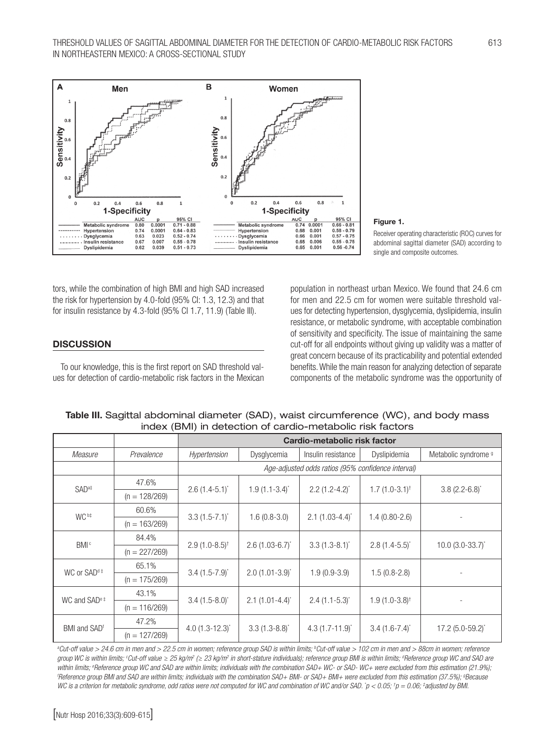Figure 1.

Receiver operating characteristic (ROC) curves for abdominal sagittal diameter (SAD) according to single and composite outcomes.

tors, while the combination of high BMI and high SAD increased the risk for hypertension by 4.0-fold (95% CI: 1.3, 12.3) and that for insulin resistance by 4.3-fold (95% CI 1.7, 11.9) (Table III).

## DISCUSSION

To our knowledge, this is the first report on SAD threshold values for detection of cardio-metabolic risk factors in the Mexican population in northeast urban Mexico. We found that 24.6 cm for men and 22.5 cm for women were suitable threshold values for detecting hypertension, dysglycemia, dyslipidemia, insulin resistance, or metabolic syndrome, with acceptable combination of sensitivity and specificity. The issue of maintaining the same cut-off for all endpoints without giving up validity was a matter of great concern because of its practicability and potential extended benefits. While the main reason for analyzing detection of separate components of the metabolic syndrome was the opportunity of

**Table III.** Sagittal abdominal diameter (SAD), waist circumference (WC), and body mass index (BMI) in detection of cardio-metabolic risk factors

| | | Cardio-metabolic risk factor | | | | |
|---|---|---|---|---|---|---|
| *Measure* | *Prevalence* | *Hypertension* | Dysglycemia | Insulin resistance | Dyslipidemia | Metabolic syndrome [g] |
| | | *Age-adjusted odds ratios (95% confidence interval)* | | | | |
| SAD[a‡] | 47.6% (n = 128/269) | 2.6 (1.4-5.1)* | 1.9 (1.1-3.4)* | 2.2 (1.2-4.2)* | 1.7 (1.0-3.1)† | 3.8 (2.2-6.8)* |
| WC[b‡] | 60.6% (n = 163/269) | 3.3 (1.5-7.1)* | 1.6 (0.8-3.0) | 2.1 (1.03-4.4)* | 1.4 (0.80-2.6) | - |
| BMI[c] | 84.4% (n = 227/269) | 2.9 (1.0-8.5)† | 2.6 (1.03-6.7)* | 3.3 (1.3-8.1)* | 2.8 (1.4-5.5)* | 10.0 (3.0-33.7)* |
| WC or SAD[d‡] | 65.1% (n = 175/269) | 3.4 (1.5-7.9)* | 2.0 (1.01-3.9)* | 1.9 (0.9-3.9) | 1.5 (0.8-2.8) | - |
| WC and SAD[e‡] | 43.1% (n = 116/269) | 3.4 (1.5-8.0)* | 2.1 (1.01-4.4)* | 2.4 (1.1-5.3)* | 1.9 (1.0-3.8)† | - |
| BMI and SAD[f] | 47.2% (n = 127/269) | 4.0 (1.3-12.3)* | 3.3 (1.3-8.8)* | 4.3 (1.7-11.9)* | 3.4 (1.6-7.4)* | 17.2 (5.0-59.2)* |

*[a]Cut-off value > 24.6 cm in men and > 22.5 cm in women; reference group SAD is within limits; [b]Cut-off value > 102 cm in men and > 88cm in women; reference group WC is within limits; [c]Cut-off value ≥ 25 kg/m² (≥ 23 kg/m² in short-stature individuals); reference group BMI is within limits; [d]Reference group WC and SAD are within limits; [e]Reference group WC and SAD are within limits; individuals with the combination SAD+ WC- or SAD- WC+ were excluded from this estimation (21.9%); [f]Reference group BMI and SAD are within limits; individuals with the combination SAD+ BMI- or SAD+ BMI+ were excluded from this estimation (37.5%); [g]Because WC is a criterion for metabolic syndrome, odd ratios were not computed for WC and combination of WC and/or SAD. \*$p < 0.05$; †$p = 0.06$; ‡adjusted by BMI.*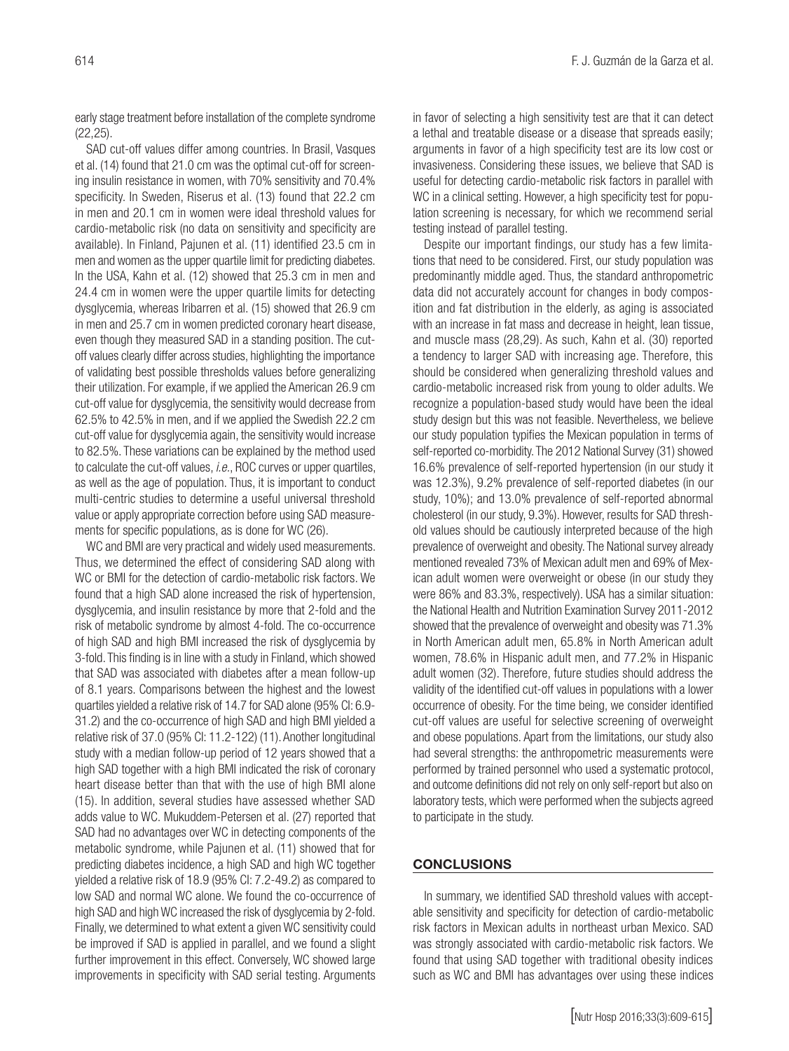early stage treatment before installation of the complete syndrome (22,25).

SAD cut-off values differ among countries. In Brasil, Vasques et al. (14) found that 21.0 cm was the optimal cut-off for screening insulin resistance in women, with 70% sensitivity and 70.4% specificity. In Sweden, Riserus et al. (13) found that 22.2 cm in men and 20.1 cm in women were ideal threshold values for cardio-metabolic risk (no data on sensitivity and specificity are available). In Finland, Pajunen et al. (11) identified 23.5 cm in men and women as the upper quartile limit for predicting diabetes. In the USA, Kahn et al. (12) showed that 25.3 cm in men and 24.4 cm in women were the upper quartile limits for detecting dysglycemia, whereas Iribarren et al. (15) showed that 26.9 cm in men and 25.7 cm in women predicted coronary heart disease, even though they measured SAD in a standing position. The cut-off values clearly differ across studies, highlighting the importance of validating best possible thresholds values before generalizing their utilization. For example, if we applied the American 26.9 cm cut-off value for dysglycemia, the sensitivity would decrease from 62.5% to 42.5% in men, and if we applied the Swedish 22.2 cm cut-off value for dysglycemia again, the sensitivity would increase to 82.5%. These variations can be explained by the method used to calculate the cut-off values, *i.e.*, ROC curves or upper quartiles, as well as the age of population. Thus, it is important to conduct multi-centric studies to determine a useful universal threshold value or apply appropriate correction before using SAD measurements for specific populations, as is done for WC (26).

WC and BMI are very practical and widely used measurements. Thus, we determined the effect of considering SAD along with WC or BMI for the detection of cardio-metabolic risk factors. We found that a high SAD alone increased the risk of hypertension, dysglycemia, and insulin resistance by more that 2-fold and the risk of metabolic syndrome by almost 4-fold. The co-occurrence of high SAD and high BMI increased the risk of dysglycemia by 3-fold. This finding is in line with a study in Finland, which showed that SAD was associated with diabetes after a mean follow-up of 8.1 years. Comparisons between the highest and the lowest quartiles yielded a relative risk of 14.7 for SAD alone (95% CI: 6.9-31.2) and the co-occurrence of high SAD and high BMI yielded a relative risk of 37.0 (95% CI: 11.2-122) (11). Another longitudinal study with a median follow-up period of 12 years showed that a high SAD together with a high BMI indicated the risk of coronary heart disease better than that with the use of high BMI alone (15). In addition, several studies have assessed whether SAD adds value to WC. Mukuddem-Petersen et al. (27) reported that SAD had no advantages over WC in detecting components of the metabolic syndrome, while Pajunen et al. (11) showed that for predicting diabetes incidence, a high SAD and high WC together yielded a relative risk of 18.9 (95% CI: 7.2-49.2) as compared to low SAD and normal WC alone. We found the co-occurrence of high SAD and high WC increased the risk of dysglycemia by 2-fold. Finally, we determined to what extent a given WC sensitivity could be improved if SAD is applied in parallel, and we found a slight further improvement in this effect. Conversely, WC showed large improvements in specificity with SAD serial testing. Arguments in favor of selecting a high sensitivity test are that it can detect a lethal and treatable disease or a disease that spreads easily; arguments in favor of a high specificity test are its low cost or invasiveness. Considering these issues, we believe that SAD is useful for detecting cardio-metabolic risk factors in parallel with WC in a clinical setting. However, a high specificity test for population screening is necessary, for which we recommend serial testing instead of parallel testing.

Despite our important findings, our study has a few limitations that need to be considered. First, our study population was predominantly middle aged. Thus, the standard anthropometric data did not accurately account for changes in body composition and fat distribution in the elderly, as aging is associated with an increase in fat mass and decrease in height, lean tissue, and muscle mass (28,29). As such, Kahn et al. (30) reported a tendency to larger SAD with increasing age. Therefore, this should be considered when generalizing threshold values and cardio-metabolic increased risk from young to older adults. We recognize a population-based study would have been the ideal study design but this was not feasible. Nevertheless, we believe our study population typifies the Mexican population in terms of self-reported co-morbidity. The 2012 National Survey (31) showed 16.6% prevalence of self-reported hypertension (in our study it was 12.3%), 9.2% prevalence of self-reported diabetes (in our study, 10%); and 13.0% prevalence of self-reported abnormal cholesterol (in our study, 9.3%). However, results for SAD threshold values should be cautiously interpreted because of the high prevalence of overweight and obesity. The National survey already mentioned revealed 73% of Mexican adult men and 69% of Mexican adult women were overweight or obese (in our study they were 86% and 83.3%, respectively). USA has a similar situation: the National Health and Nutrition Examination Survey 2011-2012 showed that the prevalence of overweight and obesity was 71.3% in North American adult men, 65.8% in North American adult women, 78.6% in Hispanic adult men, and 77.2% in Hispanic adult women (32). Therefore, future studies should address the validity of the identified cut-off values in populations with a lower occurrence of obesity. For the time being, we consider identified cut-off values are useful for selective screening of overweight and obese populations. Apart from the limitations, our study also had several strengths: the anthropometric measurements were performed by trained personnel who used a systematic protocol, and outcome definitions did not rely on only self-report but also on laboratory tests, which were performed when the subjects agreed to participate in the study.

## CONCLUSIONS

In summary, we identified SAD threshold values with acceptable sensitivity and specificity for detection of cardio-metabolic risk factors in Mexican adults in northeast urban Mexico. SAD was strongly associated with cardio-metabolic risk factors. We found that using SAD together with traditional obesity indices such as WC and BMI has advantages over using these indices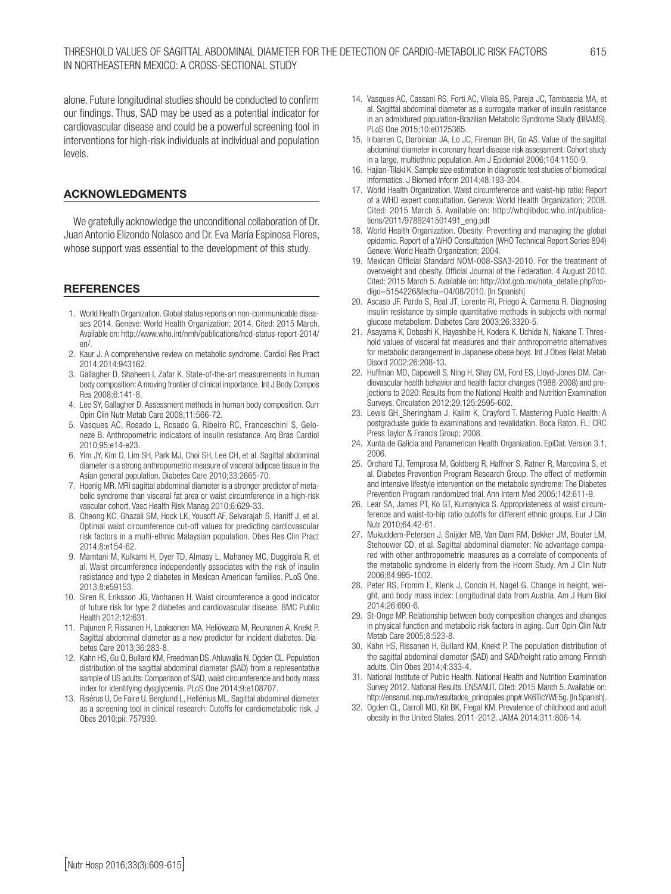alone. Future longitudinal studies should be conducted to confirm our findings. Thus, SAD may be used as a potential indicator for cardiovascular disease and could be a powerful screening tool in interventions for high-risk individuals at individual and population levels.

## ACKNOWLEDGMENTS

We gratefully acknowledge the unconditional collaboration of Dr. Juan Antonio Elizondo Nolasco and Dr. Eva María Espinosa Flores, whose support was essential to the development of this study.

## REFERENCES

1. World Health Organization. Global status reports on non-communicable diseases 2014. Geneve: World Health Organization; 2014. Cited: 2015 March. Available on: http://www.who.int/nmh/publications/ncd-status-report-2014/en/.
2. Kaur J. A comprehensive review on metabolic syndrome. Cardiol Res Pract 2014;2014:943162.
3. Gallagher D, Shaheen I, Zafar K. State-of-the-art measurements in human body composition: A moving frontier of clinical importance. Int J Body Compos Res 2008;6:141-8.
4. Lee SY, Gallagher D. Assessment methods in human body composition. Curr Opin Clin Nutr Metab Care 2008;11:566-72.
5. Vasques AC, Rosado L, Rosado G, Ribeiro RC, Franceschini S, Geloneze B. Anthropometric indicators of insulin resistance. Arq Bras Cardiol 2010;95:e14-e23.
6. Yim JY, Kim D, Lim SH, Park MJ, Choi SH, Lee CH, et al. Sagittal abdominal diameter is a strong anthropometric measure of visceral adipose tissue in the Asian general population. Diabetes Care 2010;33:2665-70.
7. Hoenig MR. MRI sagittal abdominal diameter is a stronger predictor of metabolic syndrome than visceral fat area or waist circumference in a high-risk vascular cohort. Vasc Health Risk Manag 2010;6:629-33.
8. Cheong KC, Ghazali SM, Hock LK, Yousoff AF, Selvarajah S, Haniff J, et al. Optimal waist circumference cut-off values for predicting cardiovascular risk factors in a multi-ethnic Malaysian population. Obes Res Clin Pract 2014;8:e154-62.
9. Mamtani M, Kulkarni H, Dyer TD, Almasy L, Mahaney MC, Duggirala R, et al. Waist circumference independently associates with the risk of insulin resistance and type 2 diabetes in Mexican American families. PLoS One. 2013;8:e59153.
10. Siren R, Eriksson JG, Vanhanen H. Waist circumference a good indicator of future risk for type 2 diabetes and cardiovascular disease. BMC Public Health 2012;12:631.
11. Pajunen P, Rissanen H, Laaksonen MA, Heliövaara M, Reunanen A, Knekt P. Sagittal abdominal diameter as a new predictor for incident diabetes. Diabetes Care 2013;36:283-8.
12. Kahn HS, Gu Q, Bullard KM, Freedman DS, Ahluwalia N, Ogden CL. Population distribution of the sagittal abdominal diameter (SAD) from a representative sample of US adults: Comparison of SAD, waist circumference and body mass index for identifying dysglycemia. PLoS One 2014;9:e108707.
13. Risérus U, De Faire U, Berglund L, Hellénius ML. Sagittal abdominal diameter as a screening tool in clinical research: Cutoffs for cardiometabolic risk. J Obes 2010;pii: 757939.
14. Vasques AC, Cassani RS, Forti AC, Vilela BS, Pareja JC, Tambascia MA, et al. Sagittal abdominal diameter as a surrogate marker of insulin resistance in an admixtured population-Brazilian Metabolic Syndrome Study (BRAMS). PLoS One 2015;10:e0125365.
15. Iribarren C, Darbinian JA, Lo JC, Fireman BH, Go AS. Value of the sagittal abdominal diameter in coronary heart disease risk assessment: Cohort study in a large, multiethnic population. Am J Epidemiol 2006;164:1150-9.
16. Hajian-Tilaki K. Sample size estimation in diagnostic test studies of biomedical informatics. J Biomed Inform 2014;48:193-204.
17. World Health Organization. Waist circumference and waist-hip ratio: Report of a WHO expert consultation. Geneva: World Health Organization; 2008. Cited: 2015 March 5. Available on: http://whqlibdoc.who.int/publications/2011/9789241501491_eng.pdf
18. World Health Organization. Obesity: Preventing and managing the global epidemic. Report of a WHO Consultation (WHO Technical Report Series 894) Geneve: World Health Organization; 2004.
19. Mexican Official Standard NOM-008-SSA3-2010. For the treatment of overweight and obesity. Official Journal of the Federation. 4 August 2010. Cited: 2015 March 5. Available on: http://dof.gob.mx/nota_detalle.php?codigo=5154226&fecha=04/08/2010. [In Spanish]
20. Ascaso JF, Pardo S, Real JT, Lorente RI, Priego A, Carmena R. Diagnosing insulin resistance by simple quantitative methods in subjects with normal glucose metabolism. Diabetes Care 2003;26:3320-5.
21. Asayama K, Dobashi K, Hayashibe H, Kodera K, Uchida N, Nakane T. Threshold values of visceral fat measures and their anthropometric alternatives for metabolic derangement in Japanese obese boys. Int J Obes Relat Metab Disord 2002;26:208-13.
22. Huffman MD, Capewell S, Ning H, Shay CM, Ford ES, Lloyd-Jones DM. Cardiovascular health behavior and health factor changes (1988-2008) and projections to 2020: Results from the National Health and Nutrition Examination Surveys. Circulation 2012;29;125:2595-602.
23. Lewis GH, Sheringham J, Kalim K, Crayford T. Mastering Public Health: A postgraduate guide to examinations and revalidation. Boca Raton, FL: CRC Press Taylor & Francis Group; 2008.
24. Xunta de Galicia and Panamerican Health Organization. EpiDat. Version 3.1, 2006.
25. Orchard TJ, Temprosa M, Goldberg R, Haffner S, Ratner R, Marcovina S, et al. Diabetes Prevention Program Research Group. The effect of metformin and intensive lifestyle intervention on the metabolic syndrome: The Diabetes Prevention Program randomized trial. Ann Intern Med 2005;142:611-9.
26. Lear SA, James PT, Ko GT, Kumanyica S. Appropriateness of waist circumference and waist-to-hip ratio cutoffs for different ethnic groups. Eur J Clin Nutr 2010;64:42-61.
27. Mukuddem-Petersen J, Snijder MB, Van Dam RM, Dekker JM, Bouter LM, Stehouwer CD, et al. Sagittal abdominal diameter: No advantage compared with other anthropometric measures as a correlate of components of the metabolic syndrome in elderly from the Hoorn Study. Am J Clin Nutr 2006;84:995-1002.
28. Peter RS, Fromm E, Klenk J, Concin H, Nagel G. Change in height, weight, and body mass index: Longitudinal data from Austria. Am J Hum Biol 2014;26:690-6.
29. St-Onge MP. Relationship between body composition changes and changes in physical function and metabolic risk factors in aging. Curr Opin Clin Nutr Metab Care 2005;8:523-8.
30. Kahn HS, Rissanen H, Bullard KM, Knekt P. The population distribution of the sagittal abdominal diameter (SAD) and SAD/height ratio among Finnish adults. Clin Obes 2014;4:333-4.
31. National Institute of Public Health. National Health and Nutrition Examination Survey 2012. National Results. ENSANUT. Cited: 2015 March 5. Available on: http://ensanut.insp.mx/resultados_principales.php#.VK6TicYWE5g. [In Spanish].
32. Ogden CL, Carroll MD, Kit BK, Flegal KM. Prevalence of childhood and adult obesity in the United States, 2011-2012. JAMA 2014;311:806-14.